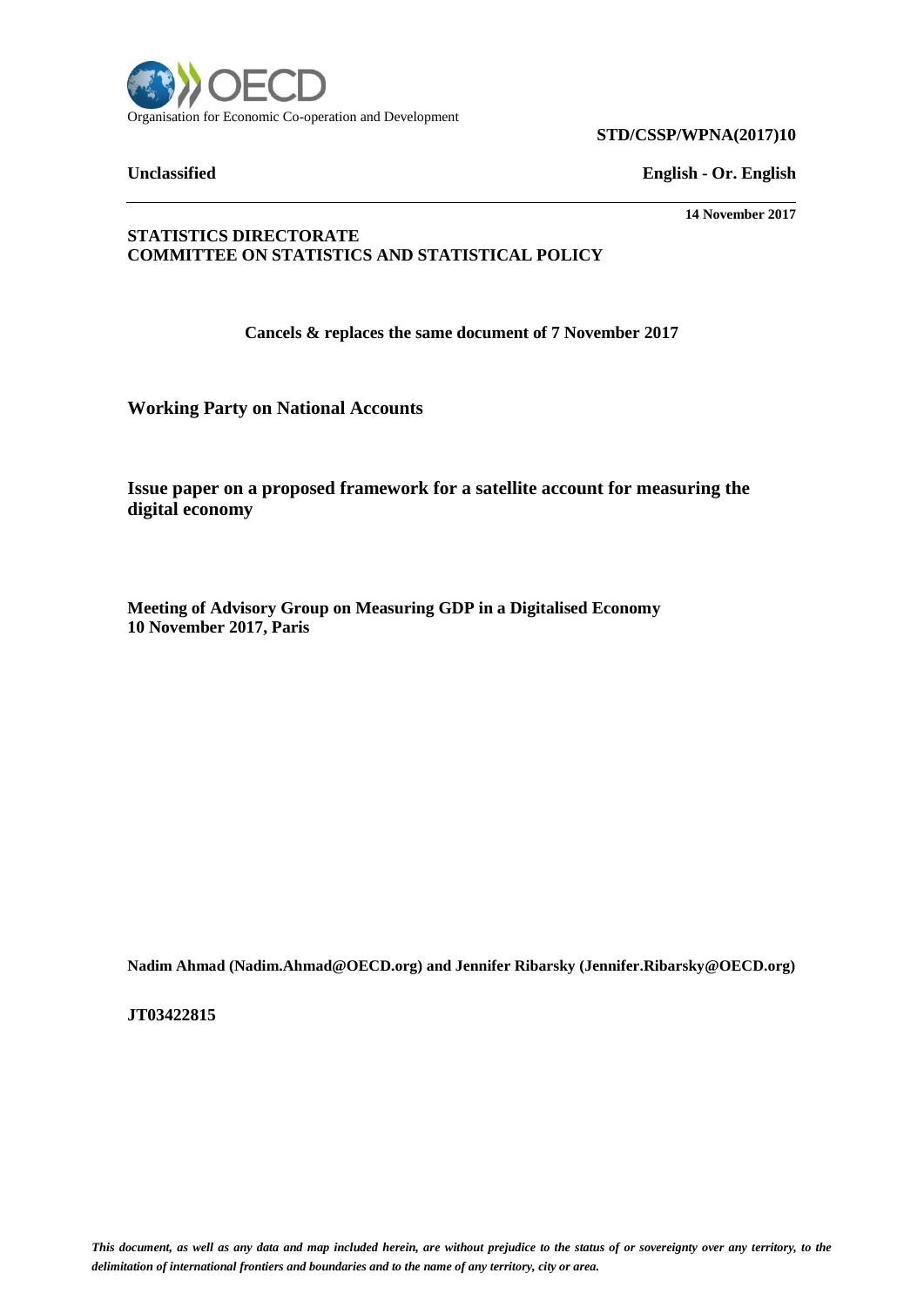Organisation for Economic Co-operation and Development

**STD/CSSP/WPNA(2017)10**

**Unclassified** **English - Or. English**

**14 November 2017**

---

**STATISTICS DIRECTORATE**
**COMMITTEE ON STATISTICS AND STATISTICAL POLICY**

**Cancels & replaces the same document of 7 November 2017**

**Working Party on National Accounts**

## Issue paper on a proposed framework for a satellite account for measuring the digital economy

**Meeting of Advisory Group on Measuring GDP in a Digitalised Economy**
**10 November 2017, Paris**

**Nadim Ahmad (Nadim.Ahmad@OECD.org) and Jennifer Ribarsky (Jennifer.Ribarsky@OECD.org)**

**JT03422815**

*This document, as well as any data and map included herein, are without prejudice to the status of or sovereignty over any territory, to the delimitation of international frontiers and boundaries and to the name of any territory, city or area.*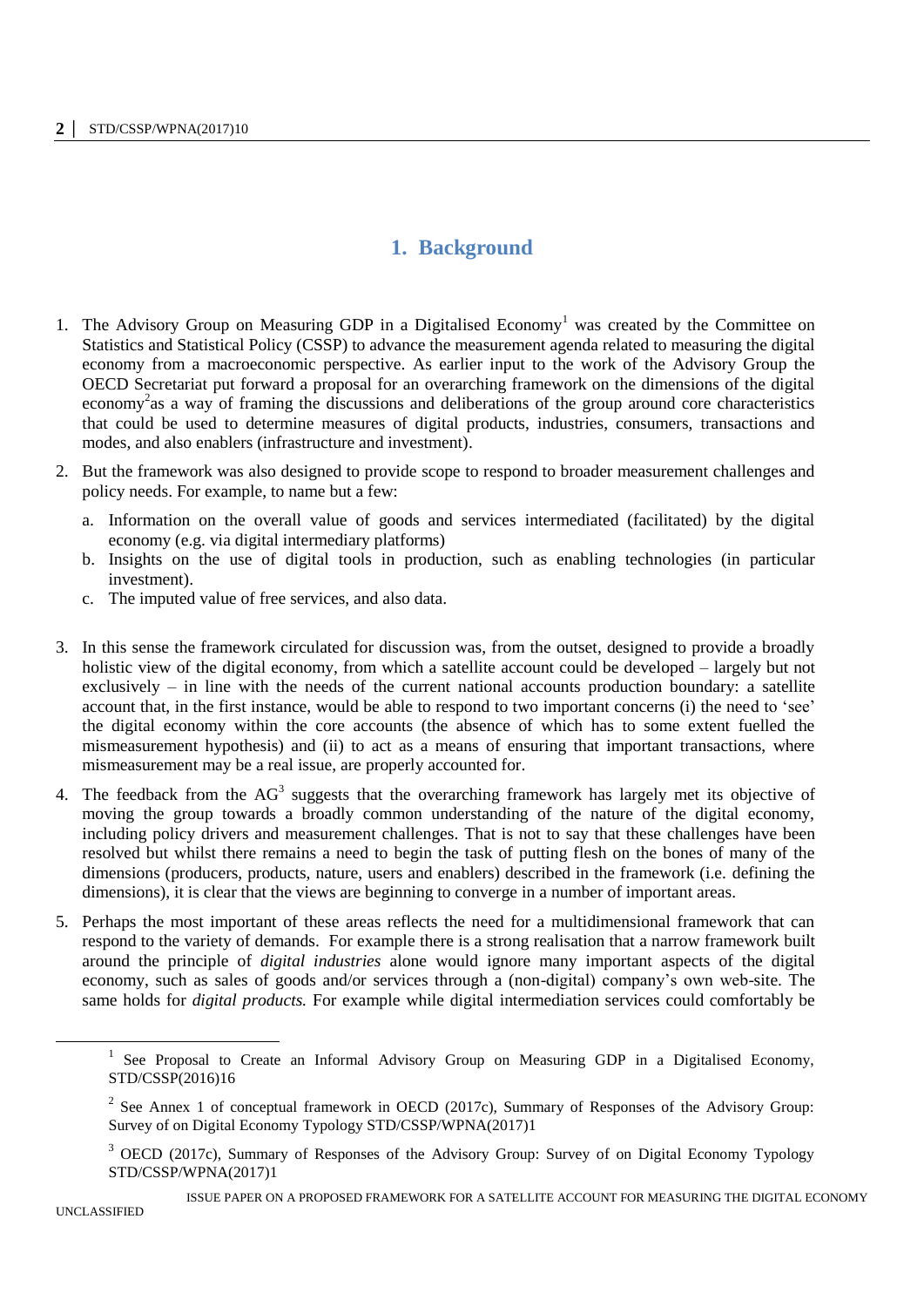# 1. Background

1. The Advisory Group on Measuring GDP in a Digitalised Economy[1] was created by the Committee on Statistics and Statistical Policy (CSSP) to advance the measurement agenda related to measuring the digital economy from a macroeconomic perspective. As earlier input to the work of the Advisory Group the OECD Secretariat put forward a proposal for an overarching framework on the dimensions of the digital economy[2]as a way of framing the discussions and deliberations of the group around core characteristics that could be used to determine measures of digital products, industries, consumers, transactions and modes, and also enablers (infrastructure and investment).

2. But the framework was also designed to provide scope to respond to broader measurement challenges and policy needs. For example, to name but a few:

   a. Information on the overall value of goods and services intermediated (facilitated) by the digital economy (e.g. via digital intermediary platforms)
   b. Insights on the use of digital tools in production, such as enabling technologies (in particular investment).
   c. The imputed value of free services, and also data.

3. In this sense the framework circulated for discussion was, from the outset, designed to provide a broadly holistic view of the digital economy, from which a satellite account could be developed – largely but not exclusively – in line with the needs of the current national accounts production boundary: a satellite account that, in the first instance, would be able to respond to two important concerns (i) the need to 'see' the digital economy within the core accounts (the absence of which has to some extent fuelled the mismeasurement hypothesis) and (ii) to act as a means of ensuring that important transactions, where mismeasurement may be a real issue, are properly accounted for.

4. The feedback from the AG[3] suggests that the overarching framework has largely met its objective of moving the group towards a broadly common understanding of the nature of the digital economy, including policy drivers and measurement challenges. That is not to say that these challenges have been resolved but whilst there remains a need to begin the task of putting flesh on the bones of many of the dimensions (producers, products, nature, users and enablers) described in the framework (i.e. defining the dimensions), it is clear that the views are beginning to converge in a number of important areas.

5. Perhaps the most important of these areas reflects the need for a multidimensional framework that can respond to the variety of demands. For example there is a strong realisation that a narrow framework built around the principle of *digital industries* alone would ignore many important aspects of the digital economy, such as sales of goods and/or services through a (non-digital) company's own web-site. The same holds for *digital products.* For example while digital intermediation services could comfortably be

---

[1] See Proposal to Create an Informal Advisory Group on Measuring GDP in a Digitalised Economy, STD/CSSP(2016)16

[2] See Annex 1 of conceptual framework in OECD (2017c), Summary of Responses of the Advisory Group: Survey of on Digital Economy Typology STD/CSSP/WPNA(2017)1

[3] OECD (2017c), Summary of Responses of the Advisory Group: Survey of on Digital Economy Typology STD/CSSP/WPNA(2017)1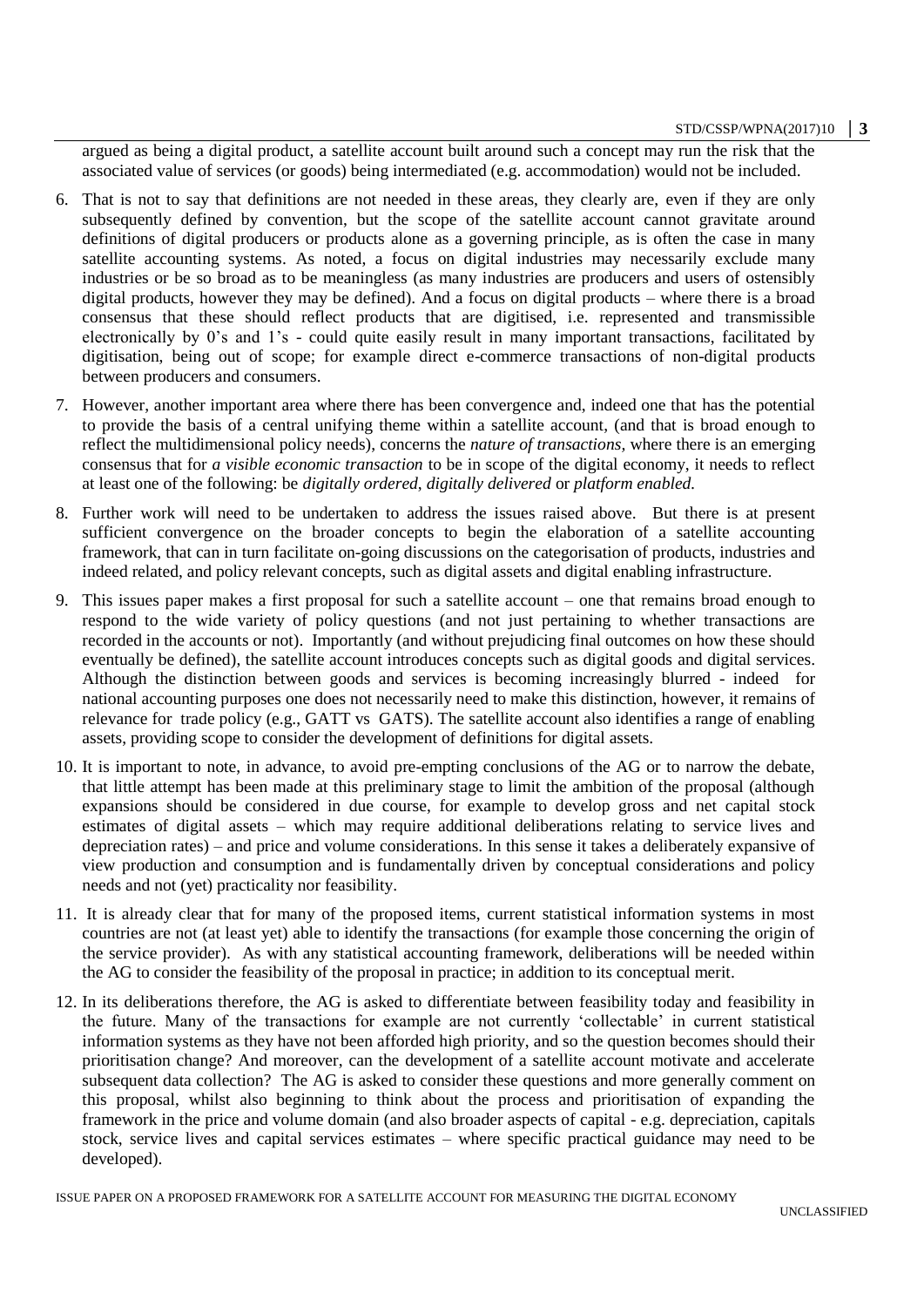argued as being a digital product, a satellite account built around such a concept may run the risk that the associated value of services (or goods) being intermediated (e.g. accommodation) would not be included.

6. That is not to say that definitions are not needed in these areas, they clearly are, even if they are only subsequently defined by convention, but the scope of the satellite account cannot gravitate around definitions of digital producers or products alone as a governing principle, as is often the case in many satellite accounting systems. As noted, a focus on digital industries may necessarily exclude many industries or be so broad as to be meaningless (as many industries are producers and users of ostensibly digital products, however they may be defined). And a focus on digital products – where there is a broad consensus that these should reflect products that are digitised, i.e. represented and transmissible electronically by 0's and 1's - could quite easily result in many important transactions, facilitated by digitisation, being out of scope; for example direct e-commerce transactions of non-digital products between producers and consumers.

7. However, another important area where there has been convergence and, indeed one that has the potential to provide the basis of a central unifying theme within a satellite account, (and that is broad enough to reflect the multidimensional policy needs), concerns the *nature of transactions*, where there is an emerging consensus that for *a visible economic transaction* to be in scope of the digital economy, it needs to reflect at least one of the following: be *digitally ordered*, *digitally delivered* or *platform enabled*.

8. Further work will need to be undertaken to address the issues raised above. But there is at present sufficient convergence on the broader concepts to begin the elaboration of a satellite accounting framework, that can in turn facilitate on-going discussions on the categorisation of products, industries and indeed related, and policy relevant concepts, such as digital assets and digital enabling infrastructure.

9. This issues paper makes a first proposal for such a satellite account – one that remains broad enough to respond to the wide variety of policy questions (and not just pertaining to whether transactions are recorded in the accounts or not). Importantly (and without prejudicing final outcomes on how these should eventually be defined), the satellite account introduces concepts such as digital goods and digital services. Although the distinction between goods and services is becoming increasingly blurred - indeed for national accounting purposes one does not necessarily need to make this distinction, however, it remains of relevance for trade policy (e.g., GATT vs GATS). The satellite account also identifies a range of enabling assets, providing scope to consider the development of definitions for digital assets.

10. It is important to note, in advance, to avoid pre-empting conclusions of the AG or to narrow the debate, that little attempt has been made at this preliminary stage to limit the ambition of the proposal (although expansions should be considered in due course, for example to develop gross and net capital stock estimates of digital assets – which may require additional deliberations relating to service lives and depreciation rates) – and price and volume considerations. In this sense it takes a deliberately expansive of view production and consumption and is fundamentally driven by conceptual considerations and policy needs and not (yet) practicality nor feasibility.

11. It is already clear that for many of the proposed items, current statistical information systems in most countries are not (at least yet) able to identify the transactions (for example those concerning the origin of the service provider). As with any statistical accounting framework, deliberations will be needed within the AG to consider the feasibility of the proposal in practice; in addition to its conceptual merit.

12. In its deliberations therefore, the AG is asked to differentiate between feasibility today and feasibility in the future. Many of the transactions for example are not currently 'collectable' in current statistical information systems as they have not been afforded high priority, and so the question becomes should their prioritisation change? And moreover, can the development of a satellite account motivate and accelerate subsequent data collection? The AG is asked to consider these questions and more generally comment on this proposal, whilst also beginning to think about the process and prioritisation of expanding the framework in the price and volume domain (and also broader aspects of capital - e.g. depreciation, capitals stock, service lives and capital services estimates – where specific practical guidance may need to be developed).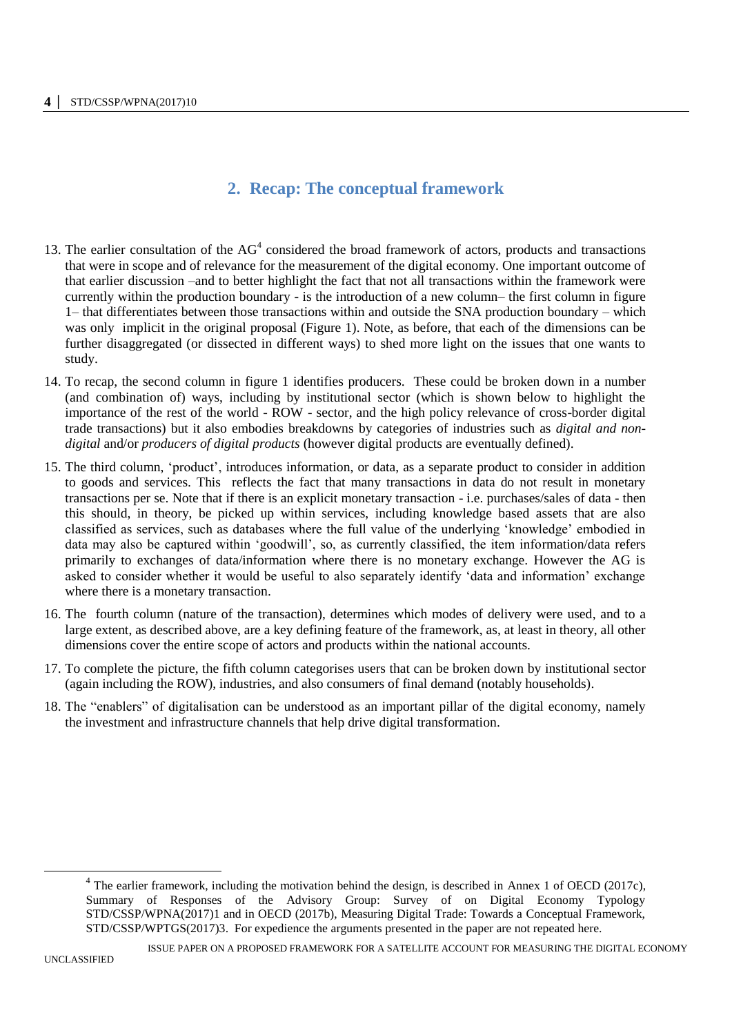## 2. Recap: The conceptual framework

13. The earlier consultation of the AG[4] considered the broad framework of actors, products and transactions that were in scope and of relevance for the measurement of the digital economy. One important outcome of that earlier discussion –and to better highlight the fact that not all transactions within the framework were currently within the production boundary - is the introduction of a new column– the first column in figure 1– that differentiates between those transactions within and outside the SNA production boundary – which was only implicit in the original proposal (Figure 1). Note, as before, that each of the dimensions can be further disaggregated (or dissected in different ways) to shed more light on the issues that one wants to study.

14. To recap, the second column in figure 1 identifies producers. These could be broken down in a number (and combination of) ways, including by institutional sector (which is shown below to highlight the importance of the rest of the world - ROW - sector, and the high policy relevance of cross-border digital trade transactions) but it also embodies breakdowns by categories of industries such as *digital and non-digital* and/or *producers of digital products* (however digital products are eventually defined).

15. The third column, 'product', introduces information, or data, as a separate product to consider in addition to goods and services. This reflects the fact that many transactions in data do not result in monetary transactions per se. Note that if there is an explicit monetary transaction - i.e. purchases/sales of data - then this should, in theory, be picked up within services, including knowledge based assets that are also classified as services, such as databases where the full value of the underlying 'knowledge' embodied in data may also be captured within 'goodwill', so, as currently classified, the item information/data refers primarily to exchanges of data/information where there is no monetary exchange. However the AG is asked to consider whether it would be useful to also separately identify 'data and information' exchange where there is a monetary transaction.

16. The fourth column (nature of the transaction), determines which modes of delivery were used, and to a large extent, as described above, are a key defining feature of the framework, as, at least in theory, all other dimensions cover the entire scope of actors and products within the national accounts.

17. To complete the picture, the fifth column categorises users that can be broken down by institutional sector (again including the ROW), industries, and also consumers of final demand (notably households).

18. The "enablers" of digitalisation can be understood as an important pillar of the digital economy, namely the investment and infrastructure channels that help drive digital transformation.

[4] The earlier framework, including the motivation behind the design, is described in Annex 1 of OECD (2017c), Summary of Responses of the Advisory Group: Survey of on Digital Economy Typology STD/CSSP/WPNA(2017)1 and in OECD (2017b), Measuring Digital Trade: Towards a Conceptual Framework, STD/CSSP/WPTGS(2017)3. For expedience the arguments presented in the paper are not repeated here.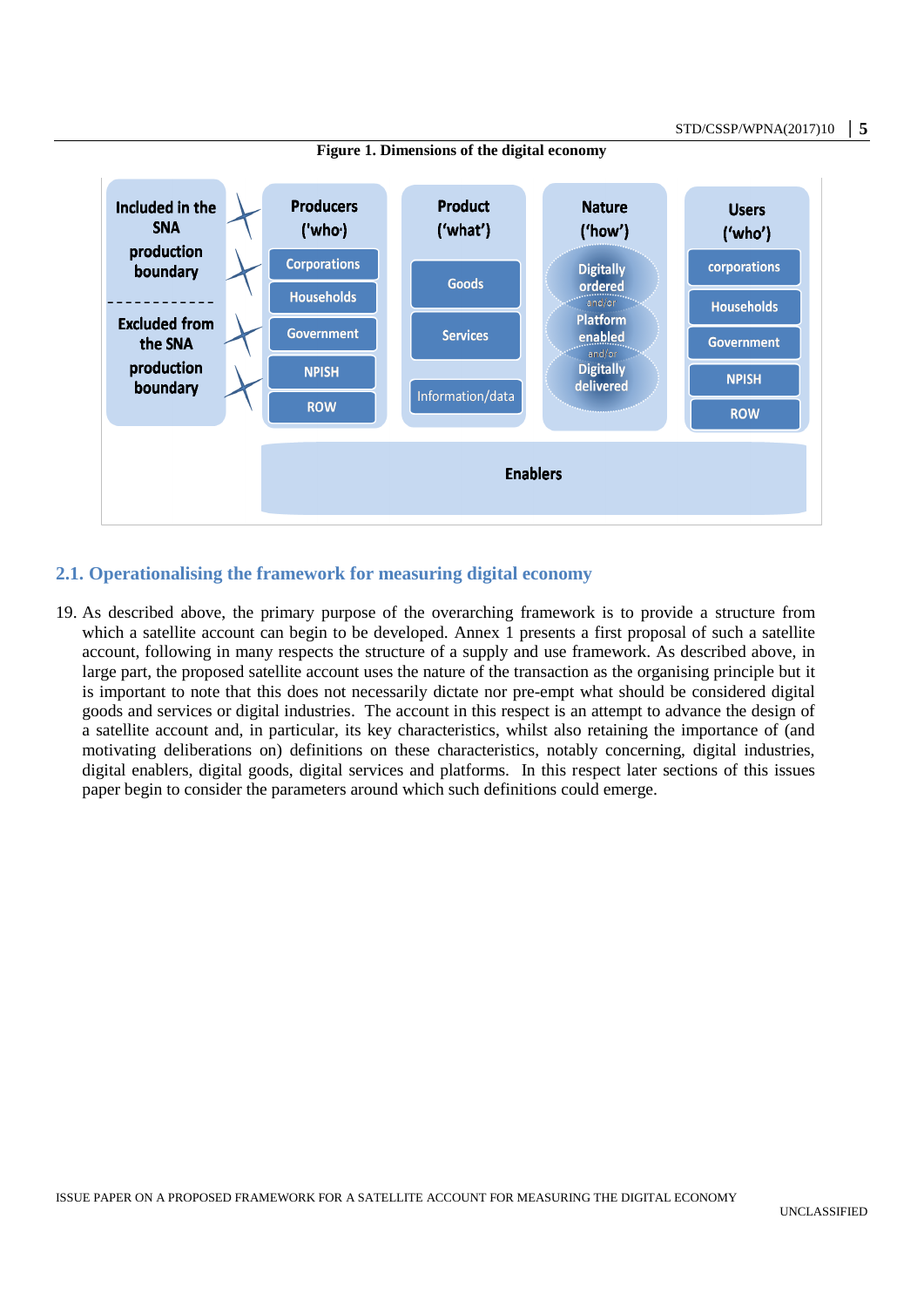**Figure 1. Dimensions of the digital economy**

| Included in the SNA production boundary / Excluded from the SNA production boundary | Producers ('who') | Product ('what') | Nature ('how') | Users ('who') |
|---|---|---|---|---|
| | Corporations | Goods | Digitally ordered | corporations |
| | Households | Services | and/or | Households |
| | Government | Information/data | Platform enabled | Government |
| | NPISH | | and/or | NPISH |
| | ROW | | Digitally delivered | ROW |

Enablers

## 2.1. Operationalising the framework for measuring digital economy

19. As described above, the primary purpose of the overarching framework is to provide a structure from which a satellite account can begin to be developed. Annex 1 presents a first proposal of such a satellite account, following in many respects the structure of a supply and use framework. As described above, in large part, the proposed satellite account uses the nature of the transaction as the organising principle but it is important to note that this does not necessarily dictate nor pre-empt what should be considered digital goods and services or digital industries. The account in this respect is an attempt to advance the design of a satellite account and, in particular, its key characteristics, whilst also retaining the importance of (and motivating deliberations on) definitions on these characteristics, notably concerning, digital industries, digital enablers, digital goods, digital services and platforms. In this respect later sections of this issues paper begin to consider the parameters around which such definitions could emerge.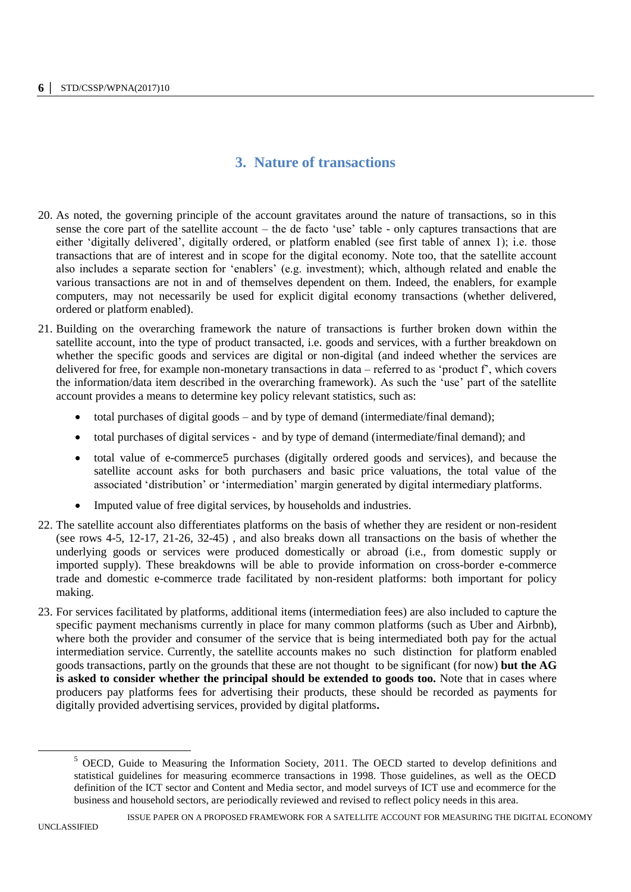## 3. Nature of transactions

20. As noted, the governing principle of the account gravitates around the nature of transactions, so in this sense the core part of the satellite account – the de facto 'use' table - only captures transactions that are either 'digitally delivered', digitally ordered, or platform enabled (see first table of annex 1); i.e. those transactions that are of interest and in scope for the digital economy. Note too, that the satellite account also includes a separate section for 'enablers' (e.g. investment); which, although related and enable the various transactions are not in and of themselves dependent on them. Indeed, the enablers, for example computers, may not necessarily be used for explicit digital economy transactions (whether delivered, ordered or platform enabled).

21. Building on the overarching framework the nature of transactions is further broken down within the satellite account, into the type of product transacted, i.e. goods and services, with a further breakdown on whether the specific goods and services are digital or non-digital (and indeed whether the services are delivered for free, for example non-monetary transactions in data – referred to as 'product f', which covers the information/data item described in the overarching framework). As such the 'use' part of the satellite account provides a means to determine key policy relevant statistics, such as:

    - total purchases of digital goods – and by type of demand (intermediate/final demand);
    - total purchases of digital services - and by type of demand (intermediate/final demand); and
    - total value of e-commerce[5] purchases (digitally ordered goods and services), and because the satellite account asks for both purchasers and basic price valuations, the total value of the associated 'distribution' or 'intermediation' margin generated by digital intermediary platforms.
    - Imputed value of free digital services, by households and industries.

22. The satellite account also differentiates platforms on the basis of whether they are resident or non-resident (see rows 4-5, 12-17, 21-26, 32-45) , and also breaks down all transactions on the basis of whether the underlying goods or services were produced domestically or abroad (i.e., from domestic supply or imported supply). These breakdowns will be able to provide information on cross-border e-commerce trade and domestic e-commerce trade facilitated by non-resident platforms: both important for policy making.

23. For services facilitated by platforms, additional items (intermediation fees) are also included to capture the specific payment mechanisms currently in place for many common platforms (such as Uber and Airbnb), where both the provider and consumer of the service that is being intermediated both pay for the actual intermediation service. Currently, the satellite accounts makes no such distinction for platform enabled goods transactions, partly on the grounds that these are not thought to be significant (for now) **but the AG is asked to consider whether the principal should be extended to goods too.** Note that in cases where producers pay platforms fees for advertising their products, these should be recorded as payments for digitally provided advertising services, provided by digital platforms**.**

---

[5] OECD, Guide to Measuring the Information Society, 2011. The OECD started to develop definitions and statistical guidelines for measuring ecommerce transactions in 1998. Those guidelines, as well as the OECD definition of the ICT sector and Content and Media sector, and model surveys of ICT use and ecommerce for the business and household sectors, are periodically reviewed and revised to reflect policy needs in this area.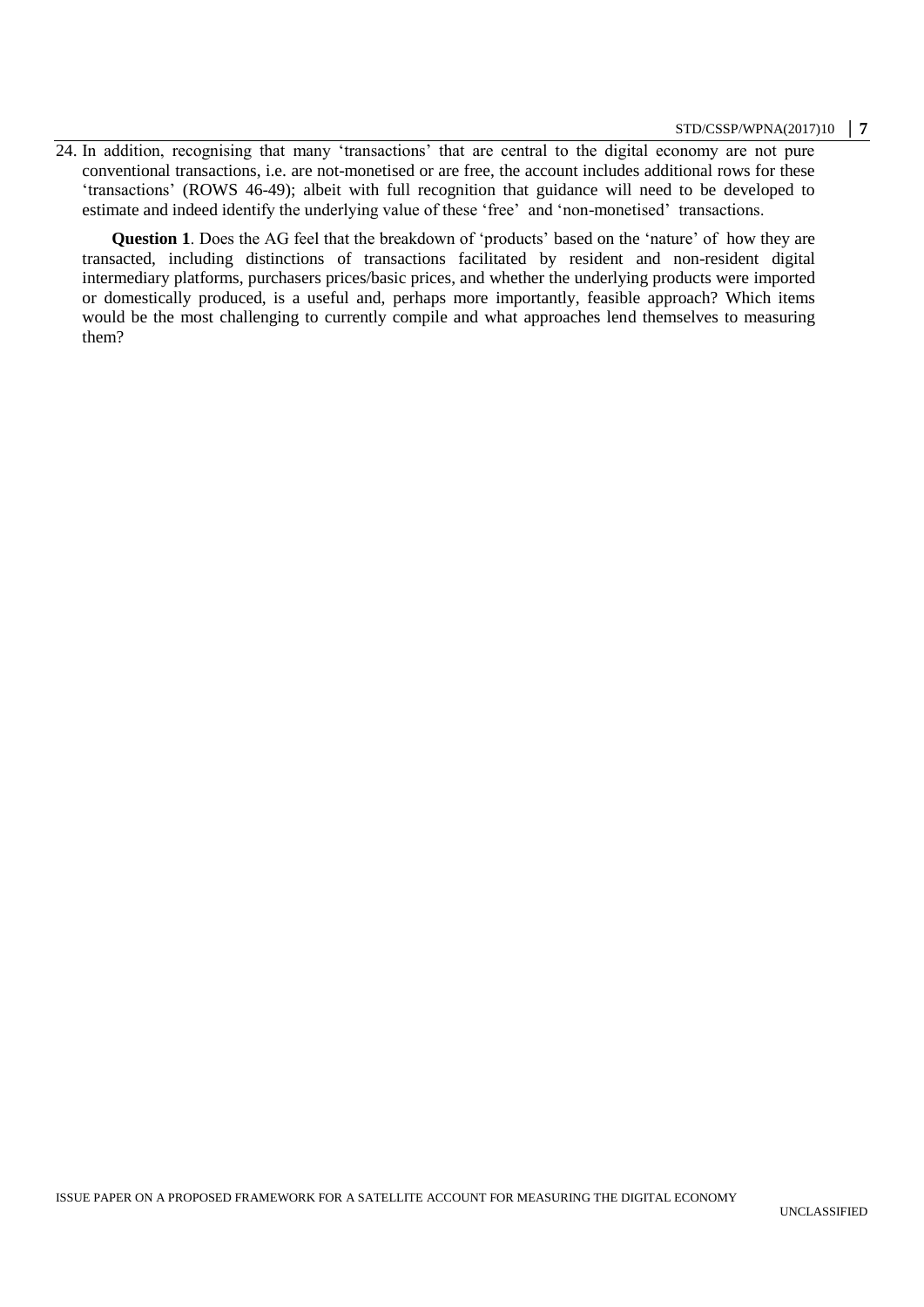24. In addition, recognising that many 'transactions' that are central to the digital economy are not pure conventional transactions, i.e. are not-monetised or are free, the account includes additional rows for these 'transactions' (ROWS 46-49); albeit with full recognition that guidance will need to be developed to estimate and indeed identify the underlying value of these 'free' and 'non-monetised' transactions.

**Question 1**. Does the AG feel that the breakdown of 'products' based on the 'nature' of how they are transacted, including distinctions of transactions facilitated by resident and non-resident digital intermediary platforms, purchasers prices/basic prices, and whether the underlying products were imported or domestically produced, is a useful and, perhaps more importantly, feasible approach? Which items would be the most challenging to currently compile and what approaches lend themselves to measuring them?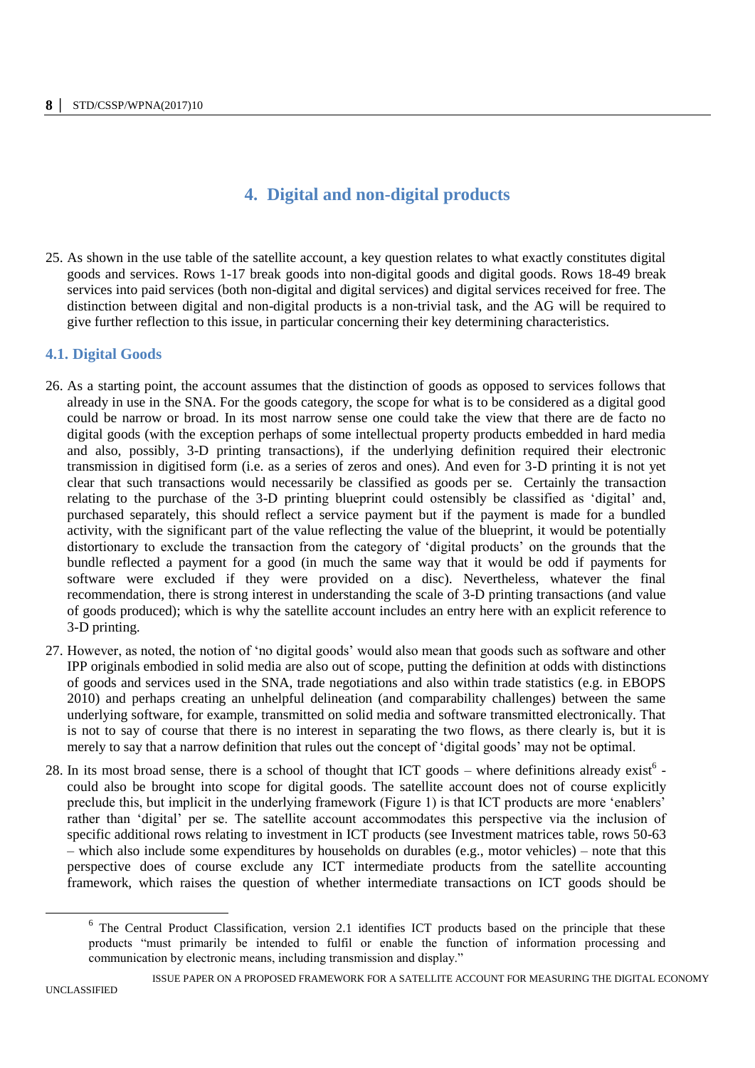## 4. Digital and non-digital products

25. As shown in the use table of the satellite account, a key question relates to what exactly constitutes digital goods and services. Rows 1-17 break goods into non-digital goods and digital goods. Rows 18-49 break services into paid services (both non-digital and digital services) and digital services received for free. The distinction between digital and non-digital products is a non-trivial task, and the AG will be required to give further reflection to this issue, in particular concerning their key determining characteristics.

### 4.1. Digital Goods

26. As a starting point, the account assumes that the distinction of goods as opposed to services follows that already in use in the SNA. For the goods category, the scope for what is to be considered as a digital good could be narrow or broad. In its most narrow sense one could take the view that there are de facto no digital goods (with the exception perhaps of some intellectual property products embedded in hard media and also, possibly, 3-D printing transactions), if the underlying definition required their electronic transmission in digitised form (i.e. as a series of zeros and ones). And even for 3-D printing it is not yet clear that such transactions would necessarily be classified as goods per se. Certainly the transaction relating to the purchase of the 3-D printing blueprint could ostensibly be classified as 'digital' and, purchased separately, this should reflect a service payment but if the payment is made for a bundled activity, with the significant part of the value reflecting the value of the blueprint, it would be potentially distortionary to exclude the transaction from the category of 'digital products' on the grounds that the bundle reflected a payment for a good (in much the same way that it would be odd if payments for software were excluded if they were provided on a disc). Nevertheless, whatever the final recommendation, there is strong interest in understanding the scale of 3-D printing transactions (and value of goods produced); which is why the satellite account includes an entry here with an explicit reference to 3-D printing.

27. However, as noted, the notion of 'no digital goods' would also mean that goods such as software and other IPP originals embodied in solid media are also out of scope, putting the definition at odds with distinctions of goods and services used in the SNA, trade negotiations and also within trade statistics (e.g. in EBOPS 2010) and perhaps creating an unhelpful delineation (and comparability challenges) between the same underlying software, for example, transmitted on solid media and software transmitted electronically. That is not to say of course that there is no interest in separating the two flows, as there clearly is, but it is merely to say that a narrow definition that rules out the concept of 'digital goods' may not be optimal.

28. In its most broad sense, there is a school of thought that ICT goods – where definitions already exist[6] - could also be brought into scope for digital goods. The satellite account does not of course explicitly preclude this, but implicit in the underlying framework (Figure 1) is that ICT products are more 'enablers' rather than 'digital' per se. The satellite account accommodates this perspective via the inclusion of specific additional rows relating to investment in ICT products (see Investment matrices table, rows 50-63 – which also include some expenditures by households on durables (e.g., motor vehicles) – note that this perspective does of course exclude any ICT intermediate products from the satellite accounting framework, which raises the question of whether intermediate transactions on ICT goods should be

[6] The Central Product Classification, version 2.1 identifies ICT products based on the principle that these products "must primarily be intended to fulfil or enable the function of information processing and communication by electronic means, including transmission and display."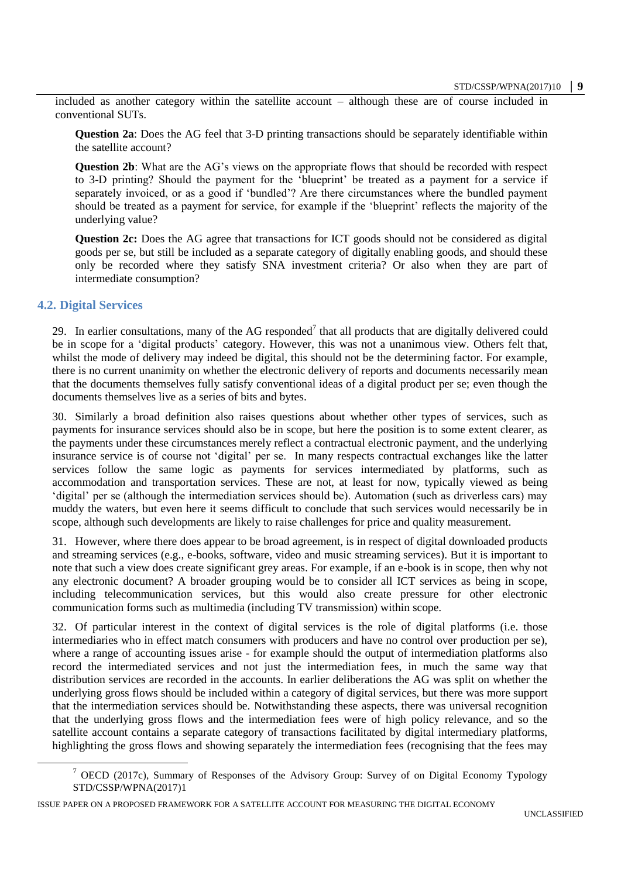included as another category within the satellite account – although these are of course included in conventional SUTs.

**Question 2a**: Does the AG feel that 3-D printing transactions should be separately identifiable within the satellite account?

**Question 2b**: What are the AG's views on the appropriate flows that should be recorded with respect to 3-D printing? Should the payment for the 'blueprint' be treated as a payment for a service if separately invoiced, or as a good if 'bundled'? Are there circumstances where the bundled payment should be treated as a payment for service, for example if the 'blueprint' reflects the majority of the underlying value?

**Question 2c:** Does the AG agree that transactions for ICT goods should not be considered as digital goods per se, but still be included as a separate category of digitally enabling goods, and should these only be recorded where they satisfy SNA investment criteria? Or also when they are part of intermediate consumption?

### 4.2. Digital Services

29. In earlier consultations, many of the AG responded[7] that all products that are digitally delivered could be in scope for a 'digital products' category. However, this was not a unanimous view. Others felt that, whilst the mode of delivery may indeed be digital, this should not be the determining factor. For example, there is no current unanimity on whether the electronic delivery of reports and documents necessarily mean that the documents themselves fully satisfy conventional ideas of a digital product per se; even though the documents themselves live as a series of bits and bytes.

30. Similarly a broad definition also raises questions about whether other types of services, such as payments for insurance services should also be in scope, but here the position is to some extent clearer, as the payments under these circumstances merely reflect a contractual electronic payment, and the underlying insurance service is of course not 'digital' per se. In many respects contractual exchanges like the latter services follow the same logic as payments for services intermediated by platforms, such as accommodation and transportation services. These are not, at least for now, typically viewed as being 'digital' per se (although the intermediation services should be). Automation (such as driverless cars) may muddy the waters, but even here it seems difficult to conclude that such services would necessarily be in scope, although such developments are likely to raise challenges for price and quality measurement.

31. However, where there does appear to be broad agreement, is in respect of digital downloaded products and streaming services (e.g., e-books, software, video and music streaming services). But it is important to note that such a view does create significant grey areas. For example, if an e-book is in scope, then why not any electronic document? A broader grouping would be to consider all ICT services as being in scope, including telecommunication services, but this would also create pressure for other electronic communication forms such as multimedia (including TV transmission) within scope.

32. Of particular interest in the context of digital services is the role of digital platforms (i.e. those intermediaries who in effect match consumers with producers and have no control over production per se), where a range of accounting issues arise - for example should the output of intermediation platforms also record the intermediated services and not just the intermediation fees, in much the same way that distribution services are recorded in the accounts. In earlier deliberations the AG was split on whether the underlying gross flows should be included within a category of digital services, but there was more support that the intermediation services should be. Notwithstanding these aspects, there was universal recognition that the underlying gross flows and the intermediation fees were of high policy relevance, and so the satellite account contains a separate category of transactions facilitated by digital intermediary platforms, highlighting the gross flows and showing separately the intermediation fees (recognising that the fees may

[7] OECD (2017c), Summary of Responses of the Advisory Group: Survey of on Digital Economy Typology STD/CSSP/WPNA(2017)1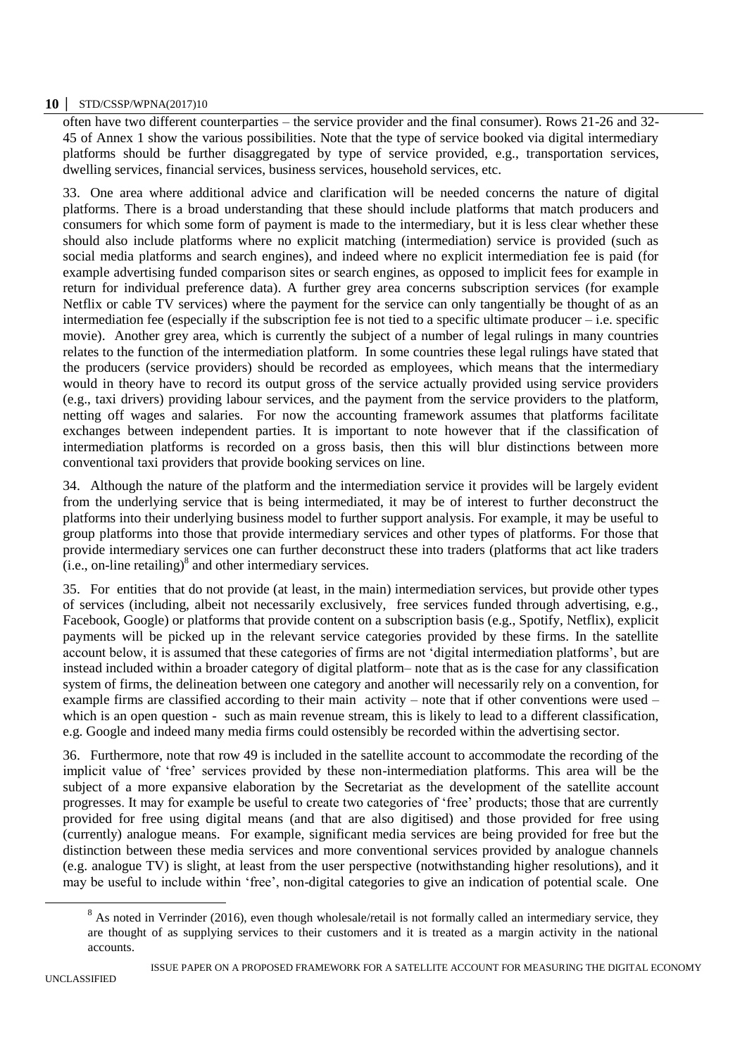often have two different counterparties – the service provider and the final consumer). Rows 21-26 and 32-45 of Annex 1 show the various possibilities. Note that the type of service booked via digital intermediary platforms should be further disaggregated by type of service provided, e.g., transportation services, dwelling services, financial services, business services, household services, etc.

33. One area where additional advice and clarification will be needed concerns the nature of digital platforms. There is a broad understanding that these should include platforms that match producers and consumers for which some form of payment is made to the intermediary, but it is less clear whether these should also include platforms where no explicit matching (intermediation) service is provided (such as social media platforms and search engines), and indeed where no explicit intermediation fee is paid (for example advertising funded comparison sites or search engines, as opposed to implicit fees for example in return for individual preference data). A further grey area concerns subscription services (for example Netflix or cable TV services) where the payment for the service can only tangentially be thought of as an intermediation fee (especially if the subscription fee is not tied to a specific ultimate producer – i.e. specific movie). Another grey area, which is currently the subject of a number of legal rulings in many countries relates to the function of the intermediation platform. In some countries these legal rulings have stated that the producers (service providers) should be recorded as employees, which means that the intermediary would in theory have to record its output gross of the service actually provided using service providers (e.g., taxi drivers) providing labour services, and the payment from the service providers to the platform, netting off wages and salaries. For now the accounting framework assumes that platforms facilitate exchanges between independent parties. It is important to note however that if the classification of intermediation platforms is recorded on a gross basis, then this will blur distinctions between more conventional taxi providers that provide booking services on line.

34. Although the nature of the platform and the intermediation service it provides will be largely evident from the underlying service that is being intermediated, it may be of interest to further deconstruct the platforms into their underlying business model to further support analysis. For example, it may be useful to group platforms into those that provide intermediary services and other types of platforms. For those that provide intermediary services one can further deconstruct these into traders (platforms that act like traders (i.e., on-line retailing)[8] and other intermediary services.

35. For entities that do not provide (at least, in the main) intermediation services, but provide other types of services (including, albeit not necessarily exclusively, free services funded through advertising, e.g., Facebook, Google) or platforms that provide content on a subscription basis (e.g., Spotify, Netflix), explicit payments will be picked up in the relevant service categories provided by these firms. In the satellite account below, it is assumed that these categories of firms are not 'digital intermediation platforms', but are instead included within a broader category of digital platform– note that as is the case for any classification system of firms, the delineation between one category and another will necessarily rely on a convention, for example firms are classified according to their main activity – note that if other conventions were used – which is an open question - such as main revenue stream, this is likely to lead to a different classification, e.g. Google and indeed many media firms could ostensibly be recorded within the advertising sector.

36. Furthermore, note that row 49 is included in the satellite account to accommodate the recording of the implicit value of 'free' services provided by these non-intermediation platforms. This area will be the subject of a more expansive elaboration by the Secretariat as the development of the satellite account progresses. It may for example be useful to create two categories of 'free' products; those that are currently provided for free using digital means (and that are also digitised) and those provided for free using (currently) analogue means. For example, significant media services are being provided for free but the distinction between these media services and more conventional services provided by analogue channels (e.g. analogue TV) is slight, at least from the user perspective (notwithstanding higher resolutions), and it may be useful to include within 'free', non-digital categories to give an indication of potential scale. One

[8] As noted in Verrinder (2016), even though wholesale/retail is not formally called an intermediary service, they are thought of as supplying services to their customers and it is treated as a margin activity in the national accounts.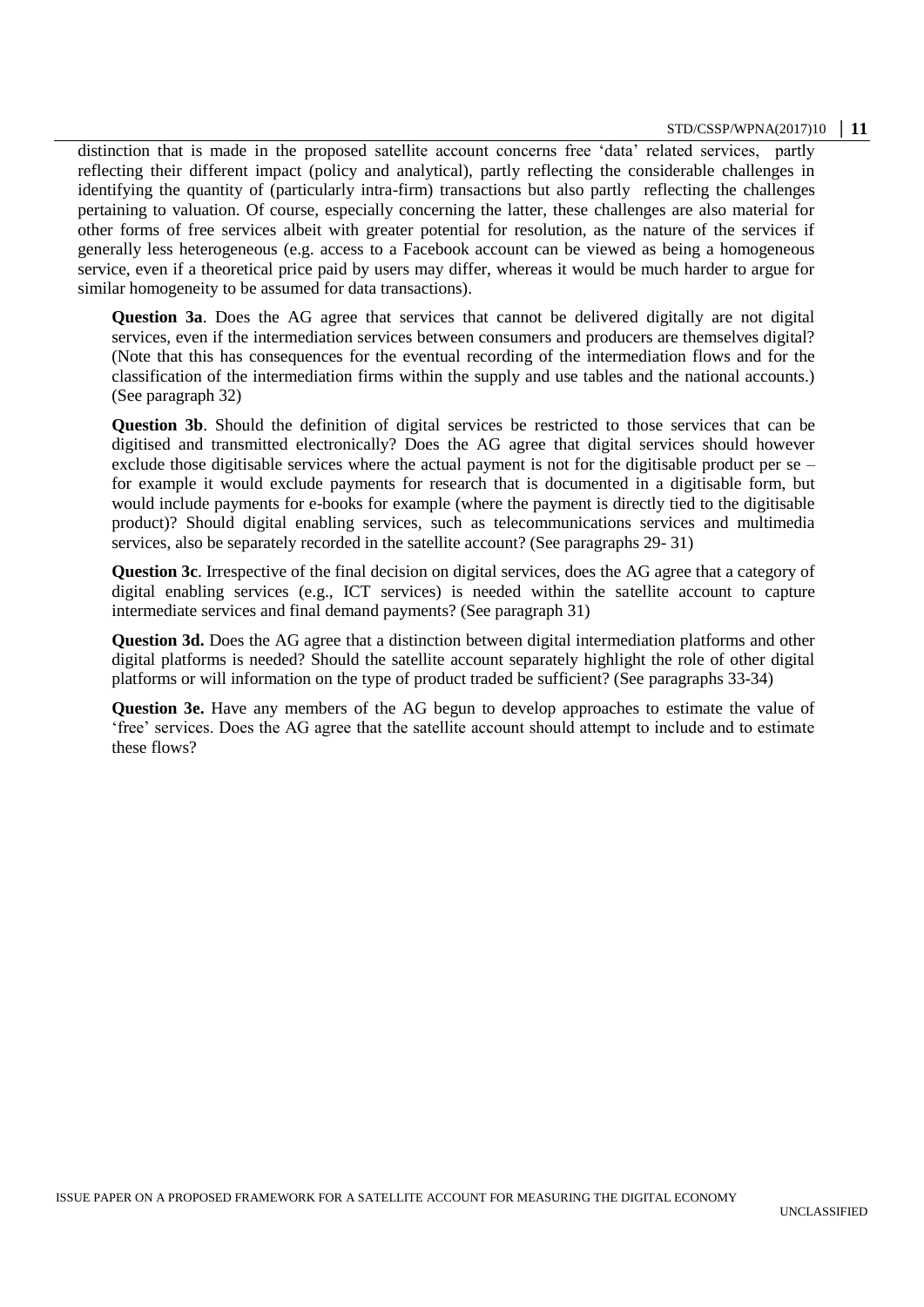distinction that is made in the proposed satellite account concerns free 'data' related services, partly reflecting their different impact (policy and analytical), partly reflecting the considerable challenges in identifying the quantity of (particularly intra-firm) transactions but also partly reflecting the challenges pertaining to valuation. Of course, especially concerning the latter, these challenges are also material for other forms of free services albeit with greater potential for resolution, as the nature of the services if generally less heterogeneous (e.g. access to a Facebook account can be viewed as being a homogeneous service, even if a theoretical price paid by users may differ, whereas it would be much harder to argue for similar homogeneity to be assumed for data transactions).

**Question 3a**. Does the AG agree that services that cannot be delivered digitally are not digital services, even if the intermediation services between consumers and producers are themselves digital? (Note that this has consequences for the eventual recording of the intermediation flows and for the classification of the intermediation firms within the supply and use tables and the national accounts.) (See paragraph 32)

**Question 3b**. Should the definition of digital services be restricted to those services that can be digitised and transmitted electronically? Does the AG agree that digital services should however exclude those digitisable services where the actual payment is not for the digitisable product per se – for example it would exclude payments for research that is documented in a digitisable form, but would include payments for e-books for example (where the payment is directly tied to the digitisable product)? Should digital enabling services, such as telecommunications services and multimedia services, also be separately recorded in the satellite account? (See paragraphs 29- 31)

**Question 3c**. Irrespective of the final decision on digital services, does the AG agree that a category of digital enabling services (e.g., ICT services) is needed within the satellite account to capture intermediate services and final demand payments? (See paragraph 31)

**Question 3d.** Does the AG agree that a distinction between digital intermediation platforms and other digital platforms is needed? Should the satellite account separately highlight the role of other digital platforms or will information on the type of product traded be sufficient? (See paragraphs 33-34)

**Question 3e.** Have any members of the AG begun to develop approaches to estimate the value of 'free' services. Does the AG agree that the satellite account should attempt to include and to estimate these flows?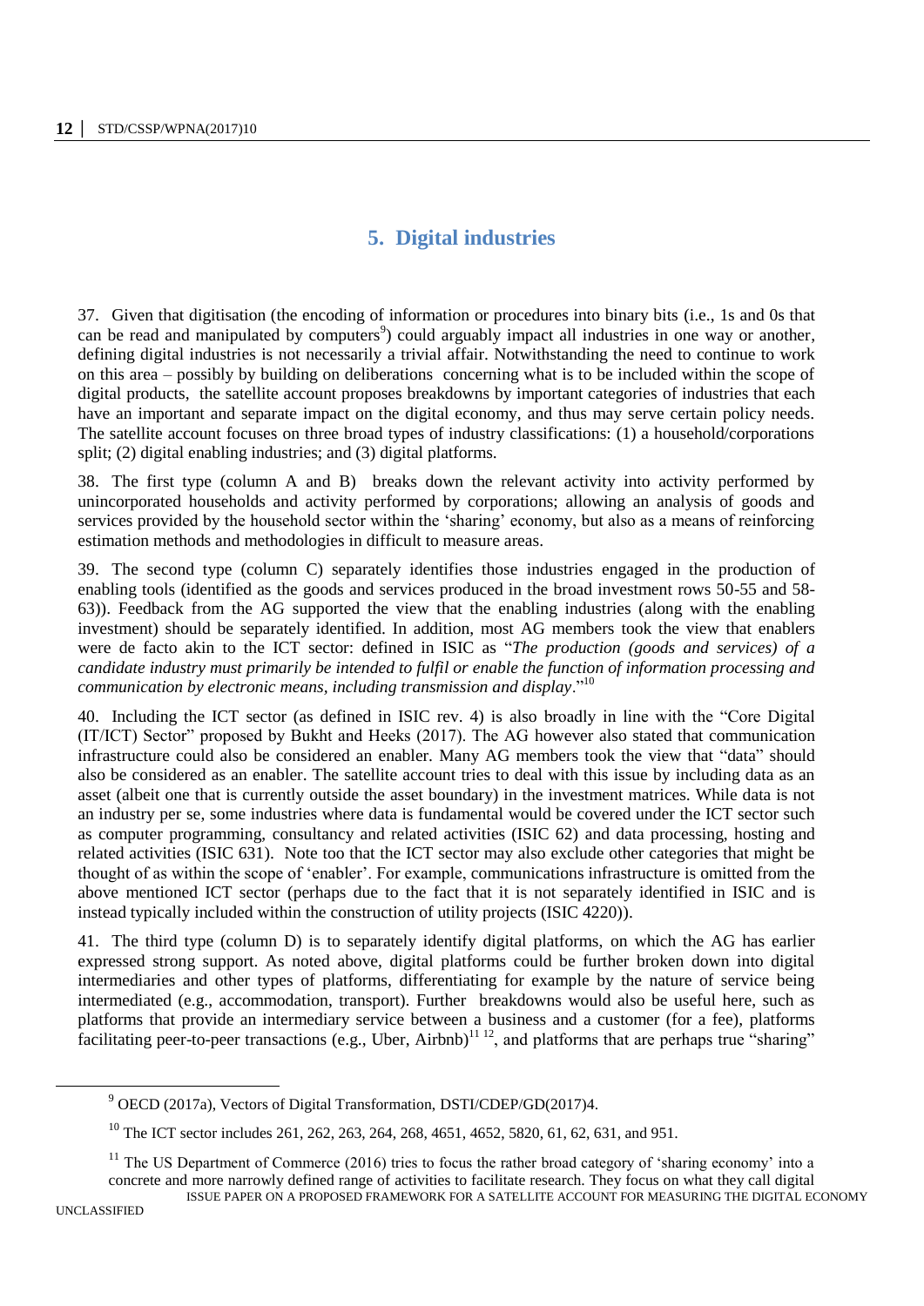## 5. Digital industries

37. Given that digitisation (the encoding of information or procedures into binary bits (i.e., 1s and 0s that can be read and manipulated by computers[9]) could arguably impact all industries in one way or another, defining digital industries is not necessarily a trivial affair. Notwithstanding the need to continue to work on this area – possibly by building on deliberations concerning what is to be included within the scope of digital products, the satellite account proposes breakdowns by important categories of industries that each have an important and separate impact on the digital economy, and thus may serve certain policy needs. The satellite account focuses on three broad types of industry classifications: (1) a household/corporations split; (2) digital enabling industries; and (3) digital platforms.

38. The first type (column A and B) breaks down the relevant activity into activity performed by unincorporated households and activity performed by corporations; allowing an analysis of goods and services provided by the household sector within the 'sharing' economy, but also as a means of reinforcing estimation methods and methodologies in difficult to measure areas.

39. The second type (column C) separately identifies those industries engaged in the production of enabling tools (identified as the goods and services produced in the broad investment rows 50-55 and 58-63)). Feedback from the AG supported the view that the enabling industries (along with the enabling investment) should be separately identified. In addition, most AG members took the view that enablers were de facto akin to the ICT sector: defined in ISIC as "*The production (goods and services) of a candidate industry must primarily be intended to fulfil or enable the function of information processing and communication by electronic means, including transmission and display*."[10]

40. Including the ICT sector (as defined in ISIC rev. 4) is also broadly in line with the "Core Digital (IT/ICT) Sector" proposed by Bukht and Heeks (2017). The AG however also stated that communication infrastructure could also be considered an enabler. Many AG members took the view that "data" should also be considered as an enabler. The satellite account tries to deal with this issue by including data as an asset (albeit one that is currently outside the asset boundary) in the investment matrices. While data is not an industry per se, some industries where data is fundamental would be covered under the ICT sector such as computer programming, consultancy and related activities (ISIC 62) and data processing, hosting and related activities (ISIC 631). Note too that the ICT sector may also exclude other categories that might be thought of as within the scope of 'enabler'. For example, communications infrastructure is omitted from the above mentioned ICT sector (perhaps due to the fact that it is not separately identified in ISIC and is instead typically included within the construction of utility projects (ISIC 4220)).

41. The third type (column D) is to separately identify digital platforms, on which the AG has earlier expressed strong support. As noted above, digital platforms could be further broken down into digital intermediaries and other types of platforms, differentiating for example by the nature of service being intermediated (e.g., accommodation, transport). Further breakdowns would also be useful here, such as platforms that provide an intermediary service between a business and a customer (for a fee), platforms facilitating peer-to-peer transactions (e.g., Uber, Airbnb)[11] [12], and platforms that are perhaps true "sharing"

---

[9] OECD (2017a), Vectors of Digital Transformation, DSTI/CDEP/GD(2017)4.

[10] The ICT sector includes 261, 262, 263, 264, 268, 4651, 4652, 5820, 61, 62, 631, and 951.

[11] The US Department of Commerce (2016) tries to focus the rather broad category of 'sharing economy' into a concrete and more narrowly defined range of activities to facilitate research. They focus on what they call digital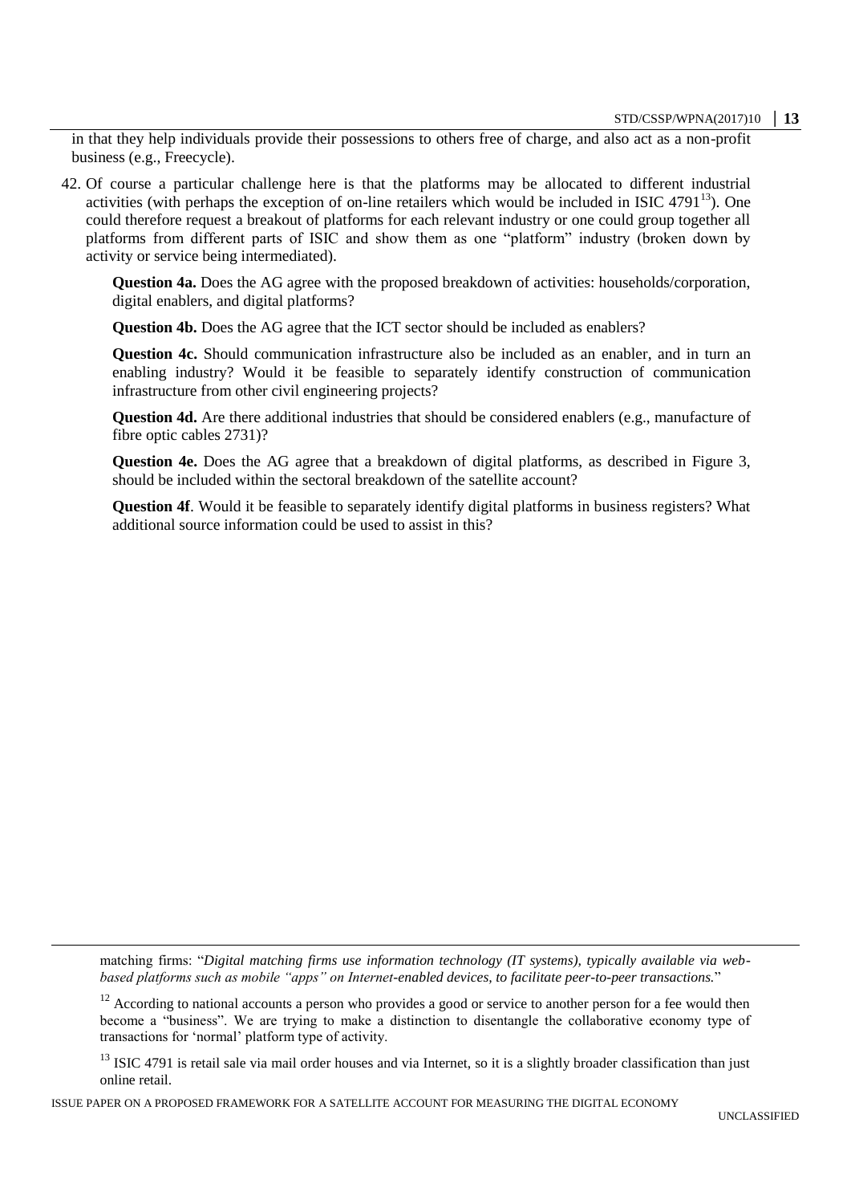in that they help individuals provide their possessions to others free of charge, and also act as a non-profit business (e.g., Freecycle).

42. Of course a particular challenge here is that the platforms may be allocated to different industrial activities (with perhaps the exception of on-line retailers which would be included in ISIC 4791[13]). One could therefore request a breakout of platforms for each relevant industry or one could group together all platforms from different parts of ISIC and show them as one "platform" industry (broken down by activity or service being intermediated).

**Question 4a.** Does the AG agree with the proposed breakdown of activities: households/corporation, digital enablers, and digital platforms?

**Question 4b.** Does the AG agree that the ICT sector should be included as enablers?

**Question 4c.** Should communication infrastructure also be included as an enabler, and in turn an enabling industry? Would it be feasible to separately identify construction of communication infrastructure from other civil engineering projects?

**Question 4d.** Are there additional industries that should be considered enablers (e.g., manufacture of fibre optic cables 2731)?

**Question 4e.** Does the AG agree that a breakdown of digital platforms, as described in Figure 3, should be included within the sectoral breakdown of the satellite account?

**Question 4f**. Would it be feasible to separately identify digital platforms in business registers? What additional source information could be used to assist in this?

---

matching firms: "*Digital matching firms use information technology (IT systems), typically available via web-based platforms such as mobile "apps" on Internet-enabled devices, to facilitate peer-to-peer transactions.*"

[12] According to national accounts a person who provides a good or service to another person for a fee would then become a "business". We are trying to make a distinction to disentangle the collaborative economy type of transactions for 'normal' platform type of activity.

[13] ISIC 4791 is retail sale via mail order houses and via Internet, so it is a slightly broader classification than just online retail.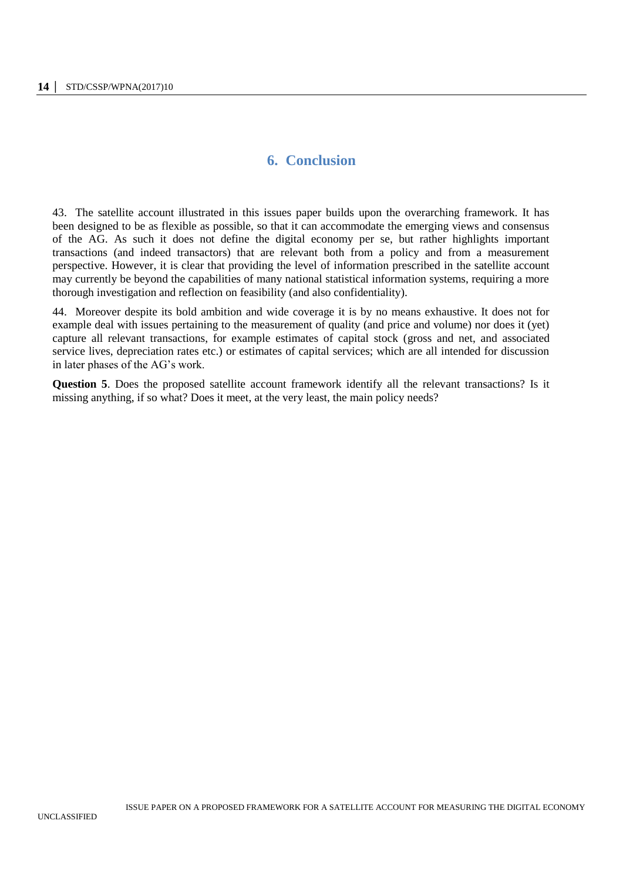## 6. Conclusion

43. The satellite account illustrated in this issues paper builds upon the overarching framework. It has been designed to be as flexible as possible, so that it can accommodate the emerging views and consensus of the AG. As such it does not define the digital economy per se, but rather highlights important transactions (and indeed transactors) that are relevant both from a policy and from a measurement perspective. However, it is clear that providing the level of information prescribed in the satellite account may currently be beyond the capabilities of many national statistical information systems, requiring a more thorough investigation and reflection on feasibility (and also confidentiality).

44. Moreover despite its bold ambition and wide coverage it is by no means exhaustive. It does not for example deal with issues pertaining to the measurement of quality (and price and volume) nor does it (yet) capture all relevant transactions, for example estimates of capital stock (gross and net, and associated service lives, depreciation rates etc.) or estimates of capital services; which are all intended for discussion in later phases of the AG's work.

**Question 5**. Does the proposed satellite account framework identify all the relevant transactions? Is it missing anything, if so what? Does it meet, at the very least, the main policy needs?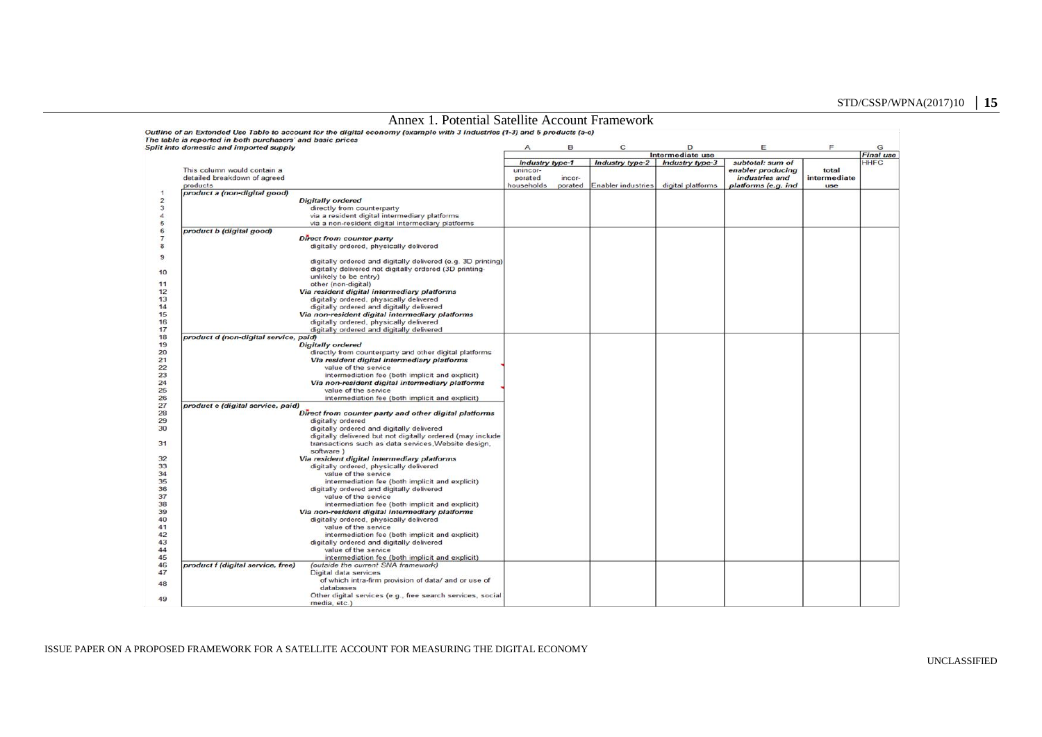## Annex 1. Potential Satellite Account Framework

*Outline of an Extended Use Table to account for the digital economy (example with 3 industries (1-3) and 5 products (a-e)*
*The table is reported in both purchasers' and basic prices*
*Split into domestic and imported supply*

| | | | A | B | C | D | E | F | G |
|---|---|---|---|---|---|---|---|---|---|
| | | | Intermediate use | | | | | | *Final use* |
| | | | *Industry type-1* | | *Industry type-2* | *Industry type-3* | *subtotal: sum of enabler producing industries and platforms (e.g. ind* | total intermediate use | HHFC |
| | This column would contain a detailed breakdown of agreed products | | unincor-porated households | incor-porated | Enabler industries | digital platforms | | | |
| 1 | *product a (non-digital good)* | | | | | | | | |
| 2 | | ***Digitally ordered*** | | | | | | | |
| 3 | | directly from counterparty | | | | | | | |
| 4 | | via a resident digital intermediary platforms | | | | | | | |
| 5 | | via a non-resident digital intermediary platforms | | | | | | | |
| 6 | *product b (digital good)* | | | | | | | | |
| 7 | | ***Direct from counter party*** | | | | | | | |
| 8 | | digitally ordered, physically delivered | | | | | | | |
| 9 | | digitally ordered and digitally delivered (e.g. 3D printing) | | | | | | | |
| 10 | | digitally delivered not digitally ordered (3D printing- unlikely to be entry) | | | | | | | |
| 11 | | other (non-digital) | | | | | | | |
| 12 | | ***Via resident digital intermediary platforms*** | | | | | | | |
| 13 | | digitally ordered, physically delivered | | | | | | | |
| 14 | | digitally ordered and digitally delivered | | | | | | | |
| 15 | | ***Via non-resident digital intermediary platforms*** | | | | | | | |
| 16 | | digitally ordered, physically delivered | | | | | | | |
| 17 | | digitally ordered and digitally delivered | | | | | | | |
| 18 | *product d (non-digital service, paid)* | | | | | | | | |
| 19 | | ***Digitally ordered*** | | | | | | | |
| 20 | | directly from counterparty and other digital platforms | | | | | | | |
| 21 | | ***Via resident digital intermediary platforms*** | | | | | | | |
| 22 | | value of the service | | | | | | | |
| 23 | | intermediation fee (both implicit and explicit) | | | | | | | |
| 24 | | ***Via non-resident digital intermediary platforms*** | | | | | | | |
| 25 | | value of the service | | | | | | | |
| 26 | | intermediation fee (both implicit and explicit) | | | | | | | |
| 27 | *product e (digital service, paid)* | | | | | | | | |
| 28 | | ***Direct from counter party and other digital platforms*** | | | | | | | |
| 29 | | digitally ordered | | | | | | | |
| 30 | | digitally ordered and digitally delivered | | | | | | | |
| 31 | | digitally delivered but not digitally ordered (may include transactions such as data services,Website design, software ) | | | | | | | |
| 32 | | ***Via resident digital intermediary platforms*** | | | | | | | |
| 33 | | digitally ordered, physically delivered | | | | | | | |
| 34 | | value of the service | | | | | | | |
| 35 | | intermediation fee (both implicit and explicit) | | | | | | | |
| 36 | | digitally ordered and digitally delivered | | | | | | | |
| 37 | | value of the service | | | | | | | |
| 38 | | intermediation fee (both implicit and explicit) | | | | | | | |
| 39 | | ***Via non-resident digital intermediary platforms*** | | | | | | | |
| 40 | | digitally ordered, physically delivered | | | | | | | |
| 41 | | value of the service | | | | | | | |
| 42 | | intermediation fee (both implicit and explicit) | | | | | | | |
| 43 | | digitally ordered and digitally delivered | | | | | | | |
| 44 | | value of the service | | | | | | | |
| 45 | | intermediation fee (both implicit and explicit) | | | | | | | |
| 46 | *product f (digital service, free)* | *(outside the current SNA framework)* | | | | | | | |
| 47 | | Digital data services | | | | | | | |
| 48 | | of which intra-firm provision of data/ and or use of databases | | | | | | | |
| 49 | | Other digital services (e.g., free search services, social media, etc.) | | | | | | | |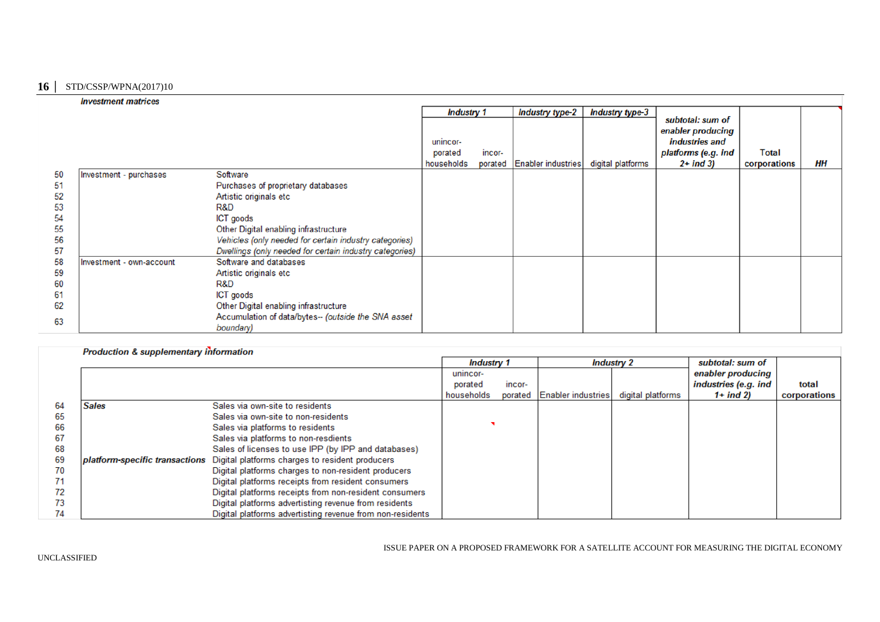***Investment matrices***

| | | | *Industry 1* | | *Industry type-2* | *Industry type-3* | *subtotal: sum of enabler producing industries and platforms (e.g. ind 2+ ind 3)* | Total corporations | *HH* |
|---|---|---|---|---|---|---|---|---|---|
| | | | unincor-porated households | incor-porated | Enabler industries | digital platforms | | | |
| 50 | Investment - purchases | Software | | | | | | | |
| 51 | | Purchases of proprietary databases | | | | | | | |
| 52 | | Artistic originals etc | | | | | | | |
| 53 | | R&D | | | | | | | |
| 54 | | ICT goods | | | | | | | |
| 55 | | Other Digital enabling infrastructure | | | | | | | |
| 56 | | *Vehicles (only needed for certain industry categories)* | | | | | | | |
| 57 | | *Dwellings (only needed for certain industry categories)* | | | | | | | |
| 58 | Investment - own-account | Software and databases | | | | | | | |
| 59 | | Artistic originals etc | | | | | | | |
| 60 | | R&D | | | | | | | |
| 61 | | ICT goods | | | | | | | |
| 62 | | Other Digital enabling infrastructure | | | | | | | |
| 63 | | Accumulation of data/bytes-- *(outside the SNA asset boundary)* | | | | | | | |

***Production & supplementary information***

| | | | *Industry 1* | | *Industry 2* | | *subtotal: sum of enabler producing industries (e.g. ind 1+ ind 2)* | total corporations |
|---|---|---|---|---|---|---|---|---|
| | | | unincor-porated households | incor-porated | Enabler industries | digital platforms | | |
| 64 | ***Sales*** | Sales via own-site to residents | | | | | | |
| 65 | | Sales via own-site to non-residents | | | | | | |
| 66 | | Sales via platforms to residents | | | | | | |
| 67 | | Sales via platforms to non-resdients | | | | | | |
| 68 | | Sales of licenses to use IPP (by IPP and databases) | | | | | | |
| 69 | ***platform-specific transactions*** | Digital platforms charges to resident producers | | | | | | |
| 70 | | Digital platforms charges to non-resident producers | | | | | | |
| 71 | | Digital platforms receipts from resident consumers | | | | | | |
| 72 | | Digital platforms receipts from non-resident consumers | | | | | | |
| 73 | | Digital platforms advertisting revenue from residents | | | | | | |
| 74 | | Digital platforms advertising revenue from non-residents | | | | | | |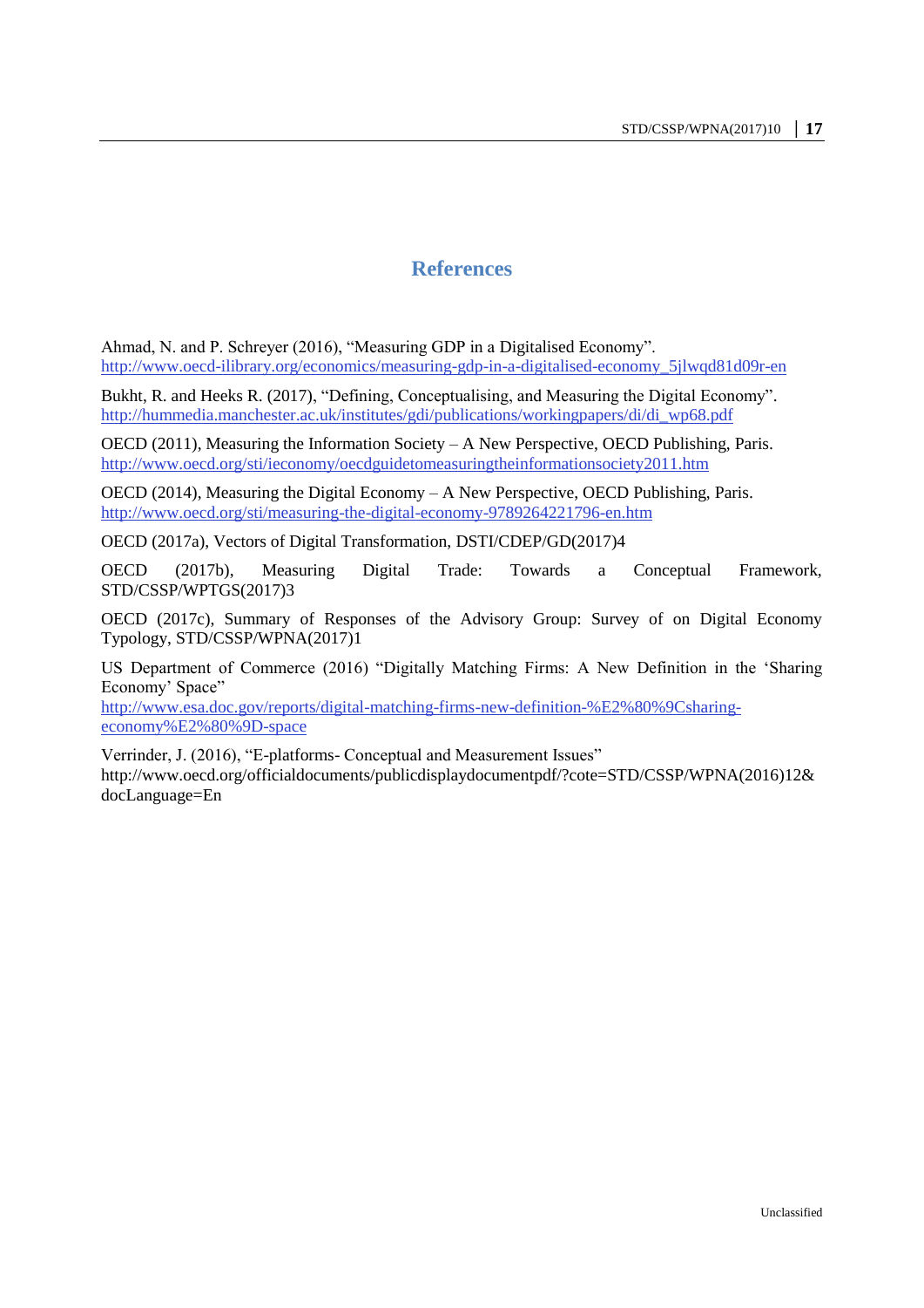## References

Ahmad, N. and P. Schreyer (2016), "Measuring GDP in a Digitalised Economy". http://www.oecd-ilibrary.org/economics/measuring-gdp-in-a-digitalised-economy_5jlwqd81d09r-en

Bukht, R. and Heeks R. (2017), "Defining, Conceptualising, and Measuring the Digital Economy". http://hummedia.manchester.ac.uk/institutes/gdi/publications/workingpapers/di/di_wp68.pdf

OECD (2011), Measuring the Information Society – A New Perspective, OECD Publishing, Paris. http://www.oecd.org/sti/ieconomy/oecdguidetomeasuringtheinformationsociety2011.htm

OECD (2014), Measuring the Digital Economy – A New Perspective, OECD Publishing, Paris. http://www.oecd.org/sti/measuring-the-digital-economy-9789264221796-en.htm

OECD (2017a), Vectors of Digital Transformation, DSTI/CDEP/GD(2017)4

OECD (2017b), Measuring Digital Trade: Towards a Conceptual Framework, STD/CSSP/WPTGS(2017)3

OECD (2017c), Summary of Responses of the Advisory Group: Survey of on Digital Economy Typology, STD/CSSP/WPNA(2017)1

US Department of Commerce (2016) "Digitally Matching Firms: A New Definition in the 'Sharing Economy' Space" http://www.esa.doc.gov/reports/digital-matching-firms-new-definition-%E2%80%9Csharing-economy%E2%80%9D-space

Verrinder, J. (2016), "E-platforms- Conceptual and Measurement Issues" http://www.oecd.org/officialdocuments/publicdisplaydocumentpdf/?cote=STD/CSSP/WPNA(2016)12&docLanguage=En